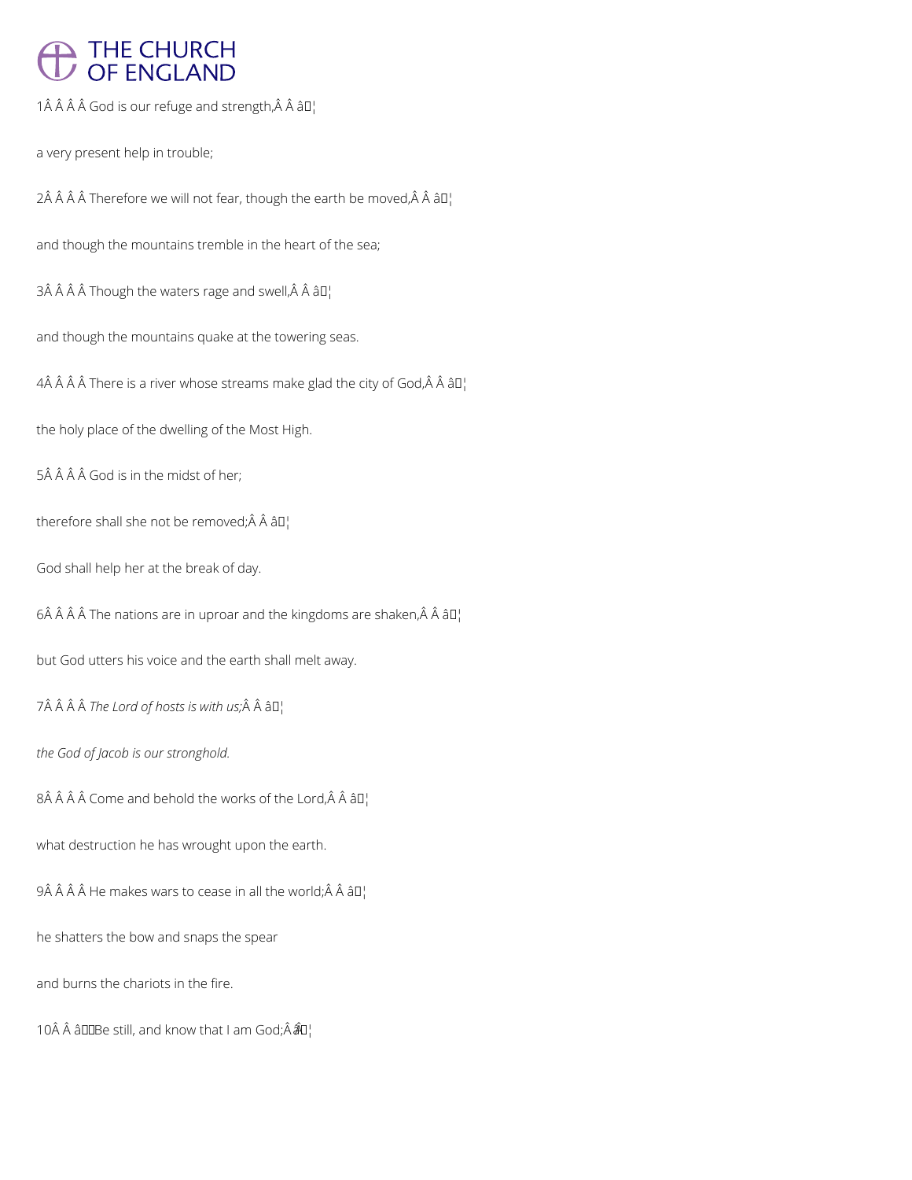1Â Â Â Â God is our refuge and strength,Â Â â¦

a very present help in trouble;

2Â Â Â Â Therefore we will not fear, though the earth be moved,Â Â â¦

and though the mountains tremble in the heart of the sea;

3Â Â Â Â Though the waters rage and swell,Â Â â¦

and though the mountains quake at the towering seas.

4Â Â Â Â There is a river whose streams make glad the city of God,Â Â â¦

the holy place of the dwelling of the Most High.

5Â Â Â Â God is in the midst of her;

therefore shall she not be removed;Â Â â¦

God shall help her at the break of day.

6Â Â Â Â The nations are in uproar and the kingdoms are shaken,Â Â â¦

but God utters his voice and the earth shall melt away.

7Â Â Â Â *The Lord of hosts is with us;*Â Â â¦

*the God of Jacob is our stronghold.*

8Â Â Â Â Come and behold the works of the Lord,Â Â â¦

what destruction he has wrought upon the earth.

9Â Â Â Â He makes wars to cease in all the world;Â Â â¦

he shatters the bow and snaps the spear

and burns the chariots in the fire.

10Â Â âBe still, and know that I am God;Â â¦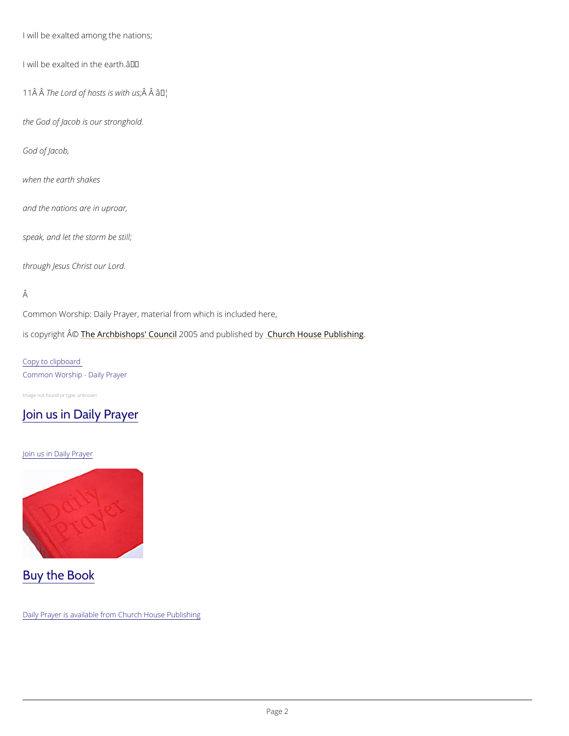I will be exalted among the nations;

I will be exalted in the earth.â

11Â Â *The Lord of hosts is with us;*Â Â â¦

*the God of Jacob is our stronghold.*

*God of Jacob,*

*when the earth shakes*

*and the nations are in uproar,*

*speak, and let the storm be still;*

*through Jesus Christ our Lord.*

Â

Common Worship: Daily Prayer, material from which is included here,

is copyright Â© The Archbishops' Council 2005 and published by Church House Publishing.

Copy to clipboard

Common Worship - Daily Prayer

Image not found or type unknown

## Join us in Daily Prayer

Join us in Daily Prayer

## Buy the Book

Daily Prayer is available from Church House Publishing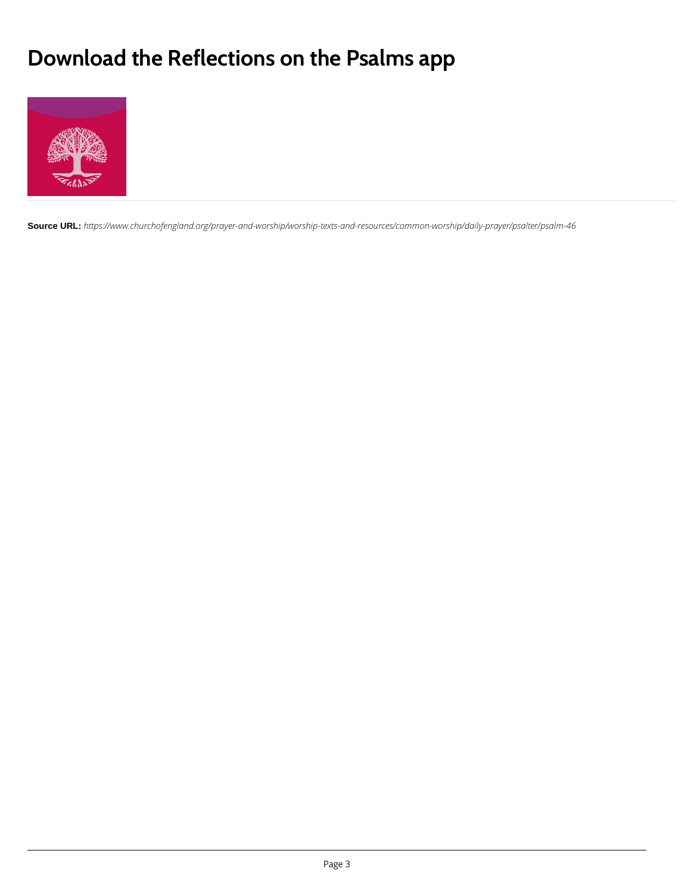# Download the Reflections on the Psalms app

**Source URL:** *https://www.churchofengland.org/prayer-and-worship/worship-texts-and-resources/common-worship/daily-prayer/psalter/psalm-46*